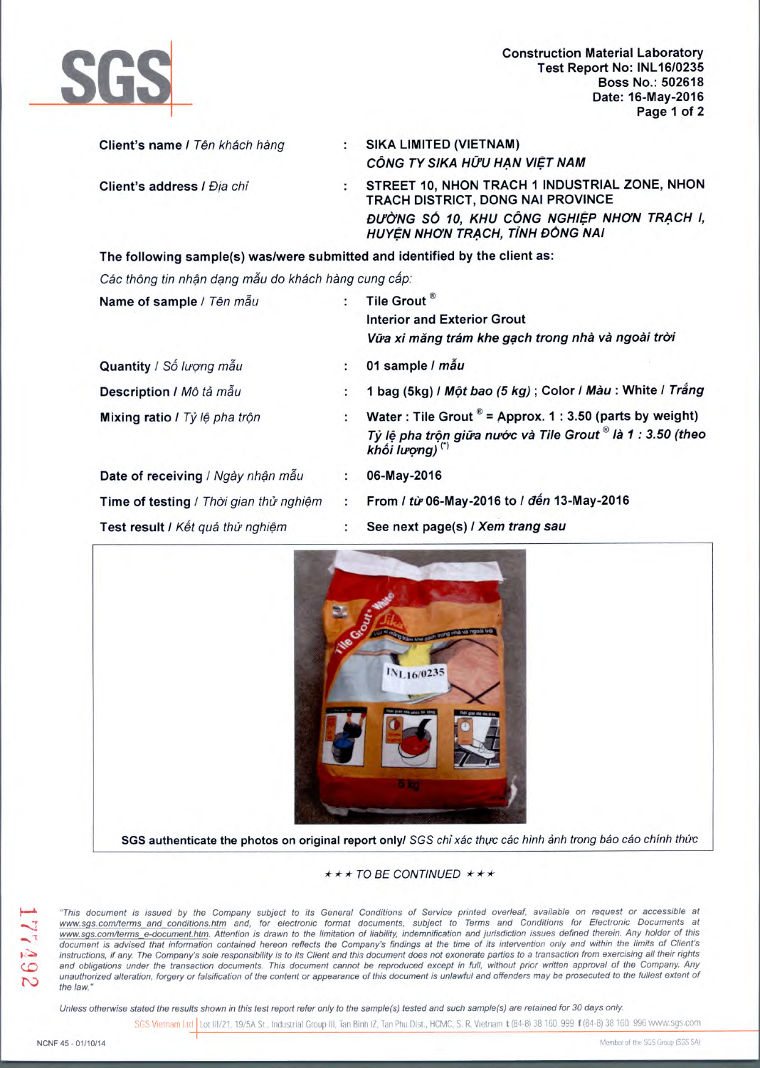**SGS**

**Construction Material Laboratory**
**Test Report No: INL16/0235**
**Boss No.: 502618**
**Date: 16-May-2016**

| | | |
|---|---|---|
| **Client's name** / *Tên khách hàng* | : | **SIKA LIMITED (VIETNAM)** ***CÔNG TY SIKA HỮU HẠN VIỆT NAM*** |
| **Client's address** / *Địa chỉ* | : | **STREET 10, NHON TRACH 1 INDUSTRIAL ZONE, NHON TRACH DISTRICT, DONG NAI PROVINCE** ***ĐƯỜNG SỐ 10, KHU CÔNG NGHIỆP NHƠN TRẠCH I, HUYỆN NHƠN TRẠCH, TỈNH ĐỒNG NAI*** |

**The following sample(s) was/were submitted and identified by the client as:**

*Các thông tin nhận dạng mẫu do khách hàng cung cấp:*

| | | |
|---|---|---|
| **Name of sample** / *Tên mẫu* | : | **Tile Grout ®** **Interior and Exterior Grout** ***Vữa xi măng trám khe gạch trong nhà và ngoài trời*** |
| **Quantity** / *Số lượng mẫu* | : | **01 sample** / ***mẫu*** |
| **Description** / *Mô tả mẫu* | : | **1 bag (5kg)** / ***Một bao (5 kg)*** ; **Color** / ***Màu*** : **White** / ***Trắng*** |
| **Mixing ratio** / *Tỷ lệ pha trộn* | : | **Water : Tile Grout ® = Approx. 1 : 3.50 (parts by weight)** ***Tỷ lệ pha trộn giữa nước và Tile Grout ® là 1 : 3.50 (theo khối lượng)*** (*) |
| **Date of receiving** / *Ngày nhận mẫu* | : | **06-May-2016** |
| **Time of testing** / *Thời gian thử nghiệm* | : | **From** / ***từ*** **06-May-2016 to** / ***đến*** **13-May-2016** |
| **Test result** / *Kết quả thử nghiệm* | : | **See next page(s)** / ***Xem trang sau*** |

**SGS authenticate the photos on original report only**/ *SGS chỉ xác thực các hình ảnh trong báo cáo chính thức*

*★★★ TO BE CONTINUED ★★★*

*"This document is issued by the Company subject to its General Conditions of Service printed overleaf, available on request or accessible at www.sgs.com/terms_and_conditions.htm and, for electronic format documents, subject to Terms and Conditions for Electronic Documents at www.sgs.com/terms_e-document.htm. Attention is drawn to the limitation of liability, indemnification and jurisdiction issues defined therein. Any holder of this document is advised that information contained hereon reflects the Company's findings at the time of its intervention only and within the limits of Client's instructions, if any. The Company's sole responsibility is to its Client and this document does not exonerate parties to a transaction from exercising all their rights and obligations under the transaction documents. This document cannot be reproduced except in full, without prior written approval of the Company. Any unauthorized alteration, forgery or falsification of the content or appearance of this document is unlawful and offenders may be prosecuted to the fullest extent of the law."*

*Unless otherwise stated the results shown in this test report refer only to the sample(s) tested and such sample(s) are retained for 30 days only.*

SGS Vietnam Ltd | Lot III/21, 19/5A St., Industrial Group III, Tan Binh IZ, Tan Phu Dist., HCMC, S. R. Vietnam t (84-8) 38 160 999 f (84-8) 38 160 996 www.sgs.com

NCNF 45 - 01/10/14 — Member of the SGS Group (SGS SA)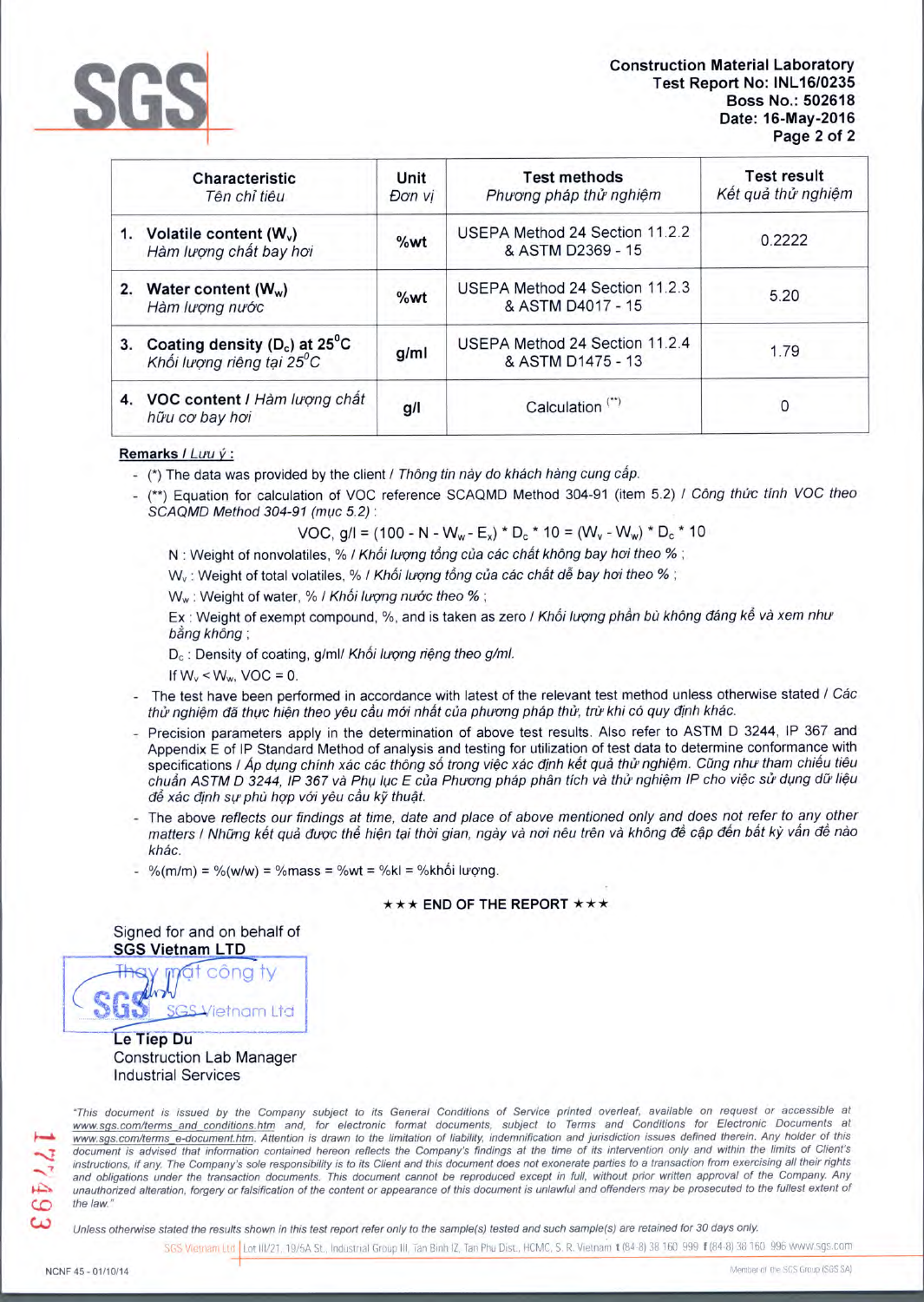Construction Material Laboratory
Test Report No: INL16/0235
Boss No.: 502618
Date: 16-May-2016

| Characteristic<br>*Tên chỉ tiêu* | Unit<br>*Đơn vị* | Test methods<br>*Phương pháp thử nghiệm* | Test result<br>*Kết quả thử nghiệm* |
|---|---|---|---|
| **1. Volatile content ($W_v$)**<br>*Hàm lượng chất bay hơi* | **%wt** | USEPA Method 24 Section 11.2.2 & ASTM D2369 - 15 | 0.2222 |
| **2. Water content ($W_w$)**<br>*Hàm lượng nước* | **%wt** | USEPA Method 24 Section 11.2.3 & ASTM D4017 - 15 | 5.20 |
| **3. Coating density ($D_c$) at 25°C**<br>*Khối lượng riêng tại 25°C* | **g/ml** | USEPA Method 24 Section 11.2.4 & ASTM D1475 - 13 | 1.79 |
| **4. VOC content / *Hàm lượng chất hữu cơ bay hơi*** | **g/l** | Calculation (**) | 0 |

**Remarks / *Lưu ý*:**

- (*) The data was provided by the client / *Thông tin này do khách hàng cung cấp.*
- (**) Equation for calculation of VOC reference SCAQMD Method 304-91 (item 5.2) / *Công thức tính VOC theo SCAQMD Method 304-91 (mục 5.2)*:

$$VOC, g/l = (100 - N - W_w - E_x) * D_c * 10 = (W_v - W_w) * D_c * 10$$

  N : Weight of nonvolatiles, % / *Khối lượng tổng của các chất không bay hơi theo %* ;

  $W_v$ : Weight of total volatiles, % / *Khối lượng tổng của các chất dễ bay hơi theo %* ;

  $W_w$ : Weight of water, % / *Khối lượng nước theo %* ;

  Ex : Weight of exempt compound, %, and is taken as zero / *Khối lượng phần bù không đáng kể và xem như bằng không* ;

  $D_c$ : Density of coating, g/ml/ *Khối lượng riêng theo g/ml.*

  If $W_v < W_w$, VOC = 0.

- The test have been performed in accordance with latest of the relevant test method unless otherwise stated / *Các thử nghiệm đã thực hiện theo yêu cầu mới nhất của phương pháp thử, trừ khi có quy định khác.*
- Precision parameters apply in the determination of above test results. Also refer to ASTM D 3244, IP 367 and Appendix E of IP Standard Method of analysis and testing for utilization of test data to determine conformance with specifications / *Áp dụng chính xác các thông số trong việc xác định kết quả thử nghiệm. Cũng như tham chiếu tiêu chuẩn ASTM D 3244, IP 367 và Phụ lục E của Phương pháp phân tích và thử nghiệm IP cho việc sử dụng dữ liệu để xác định sự phù hợp với yêu cầu kỹ thuật.*
- The above reflects our findings at time, date and place of above mentioned only and does not refer to any other matters / *Những kết quả được thể hiện tại thời gian, ngày và nơi nêu trên và không đề cập đến bất kỳ vấn đề nào khác.*
- %(m/m) = %(w/w) = %mass = %wt = %kl = %khối lượng.

★★★ END OF THE REPORT ★★★

Signed for and on behalf of
**SGS Vietnam LTD**

Thay mặt công ty
SGS Vietnam Ltd

**Le Tiep Du**
Construction Lab Manager
Industrial Services

"This document is issued by the Company subject to its General Conditions of Service printed overleaf, available on request or accessible at www.sgs.com/terms_and_conditions.htm and, for electronic format documents, subject to Terms and Conditions for Electronic Documents at www.sgs.com/terms_e-document.htm. Attention is drawn to the limitation of liability, indemnification and jurisdiction issues defined therein. Any holder of this document is advised that information contained hereon reflects the Company's findings at the time of its intervention only and within the limits of Client's instructions, if any. The Company's sole responsibility is to its Client and this document does not exonerate parties to a transaction from exercising all their rights and obligations under the transaction documents. This document cannot be reproduced except in full, without prior written approval of the Company. Any unauthorized alteration, forgery or falsification of the content or appearance of this document is unlawful and offenders may be prosecuted to the fullest extent of the law."

Unless otherwise stated the results shown in this test report refer only to the sample(s) tested and such sample(s) are retained for 30 days only.

SGS Vietnam Ltd | Lot III/21, 19/5A St., Industrial Group III, Tan Binh IZ, Tan Phu Dist., HCMC, S. R. Vietnam t (84-8) 38 160 999 f (84-8) 38 160 996 www.sgs.com

Member of the SGS Group (SGS SA)

NCNF 45 - 01/10/14

1774693